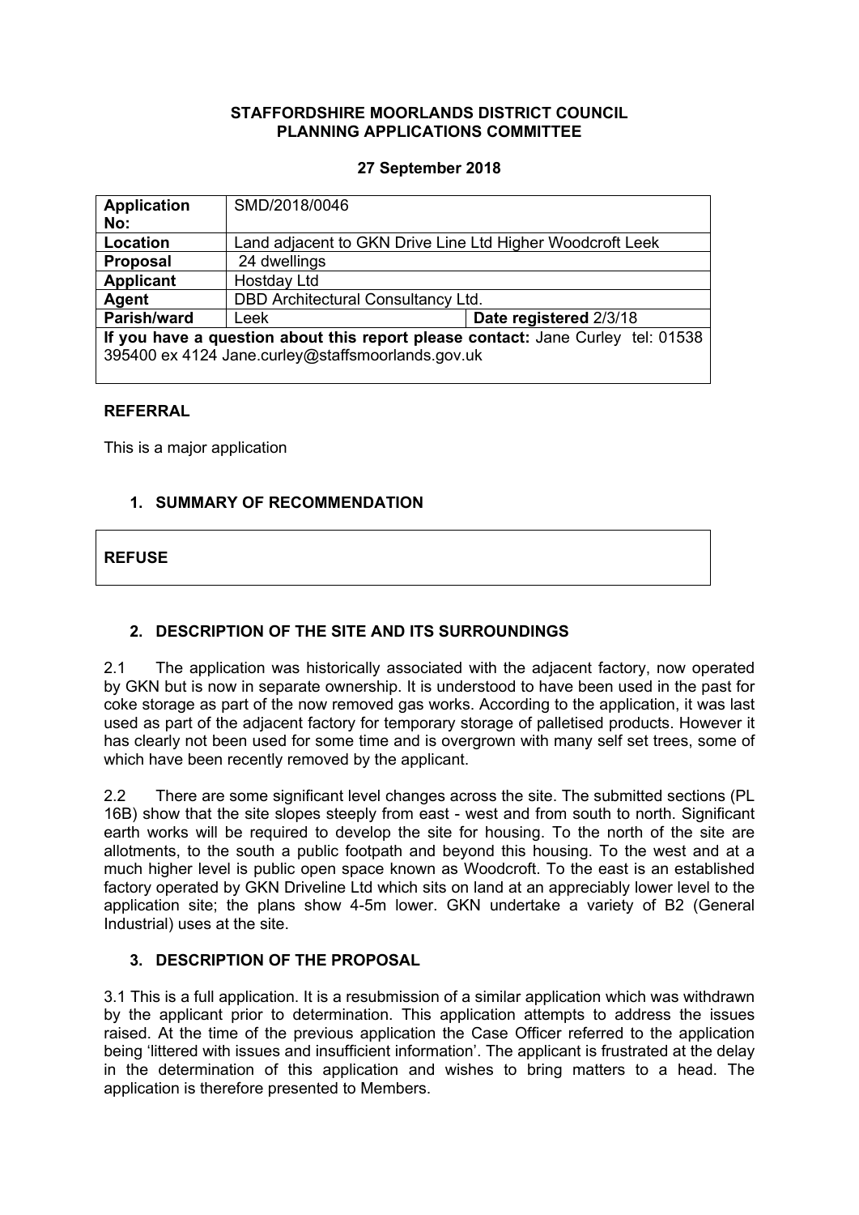**STAFFORDSHIRE MOORLANDS DISTRICT COUNCIL**
**PLANNING APPLICATIONS COMMITTEE**

**27 September 2018**

| **Application No:** | SMD/2018/0046 | |
|---|---|---|
| **Location** | Land adjacent to GKN Drive Line Ltd Higher Woodcroft Leek | |
| **Proposal** | 24 dwellings | |
| **Applicant** | Hostday Ltd | |
| **Agent** | DBD Architectural Consultancy Ltd. | |
| **Parish/ward** | Leek | **Date registered** 2/3/18 |
| **If you have a question about this report please contact:** Jane Curley tel: 01538 395400 ex 4124 Jane.curley@staffsmoorlands.gov.uk | | |

## REFERRAL

This is a major application

## 1. SUMMARY OF RECOMMENDATION

**REFUSE**

## 2. DESCRIPTION OF THE SITE AND ITS SURROUNDINGS

2.1 The application was historically associated with the adjacent factory, now operated by GKN but is now in separate ownership. It is understood to have been used in the past for coke storage as part of the now removed gas works. According to the application, it was last used as part of the adjacent factory for temporary storage of palletised products. However it has clearly not been used for some time and is overgrown with many self set trees, some of which have been recently removed by the applicant.

2.2 There are some significant level changes across the site. The submitted sections (PL 16B) show that the site slopes steeply from east - west and from south to north. Significant earth works will be required to develop the site for housing. To the north of the site are allotments, to the south a public footpath and beyond this housing. To the west and at a much higher level is public open space known as Woodcroft. To the east is an established factory operated by GKN Driveline Ltd which sits on land at an appreciably lower level to the application site; the plans show 4-5m lower. GKN undertake a variety of B2 (General Industrial) uses at the site.

## 3. DESCRIPTION OF THE PROPOSAL

3.1 This is a full application. It is a resubmission of a similar application which was withdrawn by the applicant prior to determination. This application attempts to address the issues raised. At the time of the previous application the Case Officer referred to the application being 'littered with issues and insufficient information'. The applicant is frustrated at the delay in the determination of this application and wishes to bring matters to a head. The application is therefore presented to Members.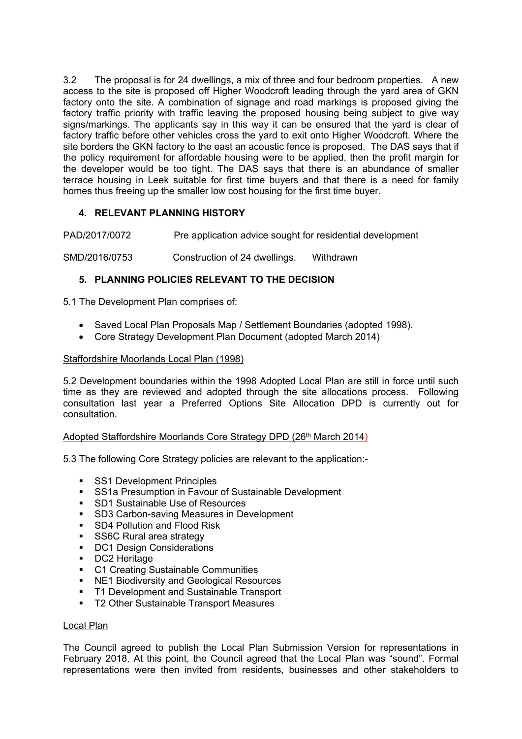3.2 The proposal is for 24 dwellings, a mix of three and four bedroom properties. A new access to the site is proposed off Higher Woodcroft leading through the yard area of GKN factory onto the site. A combination of signage and road markings is proposed giving the factory traffic priority with traffic leaving the proposed housing being subject to give way signs/markings. The applicants say in this way it can be ensured that the yard is clear of factory traffic before other vehicles cross the yard to exit onto Higher Woodcroft. Where the site borders the GKN factory to the east an acoustic fence is proposed. The DAS says that if the policy requirement for affordable housing were to be applied, then the profit margin for the developer would be too tight. The DAS says that there is an abundance of smaller terrace housing in Leek suitable for first time buyers and that there is a need for family homes thus freeing up the smaller low cost housing for the first time buyer.

## 4. RELEVANT PLANNING HISTORY

| | | |
|---|---|---|
| PAD/2017/0072 | Pre application advice sought for residential development | |
| SMD/2016/0753 | Construction of 24 dwellings. | Withdrawn |

## 5. PLANNING POLICIES RELEVANT TO THE DECISION

5.1 The Development Plan comprises of:

- Saved Local Plan Proposals Map / Settlement Boundaries (adopted 1998).
- Core Strategy Development Plan Document (adopted March 2014)

Staffordshire Moorlands Local Plan (1998)

5.2 Development boundaries within the 1998 Adopted Local Plan are still in force until such time as they are reviewed and adopted through the site allocations process. Following consultation last year a Preferred Options Site Allocation DPD is currently out for consultation.

Adopted Staffordshire Moorlands Core Strategy DPD (26th March 2014)

5.3 The following Core Strategy policies are relevant to the application:-

- SS1 Development Principles
- SS1a Presumption in Favour of Sustainable Development
- SD1 Sustainable Use of Resources
- SD3 Carbon-saving Measures in Development
- SD4 Pollution and Flood Risk
- SS6C Rural area strategy
- DC1 Design Considerations
- DC2 Heritage
- C1 Creating Sustainable Communities
- NE1 Biodiversity and Geological Resources
- T1 Development and Sustainable Transport
- T2 Other Sustainable Transport Measures

Local Plan

The Council agreed to publish the Local Plan Submission Version for representations in February 2018. At this point, the Council agreed that the Local Plan was "sound". Formal representations were then invited from residents, businesses and other stakeholders to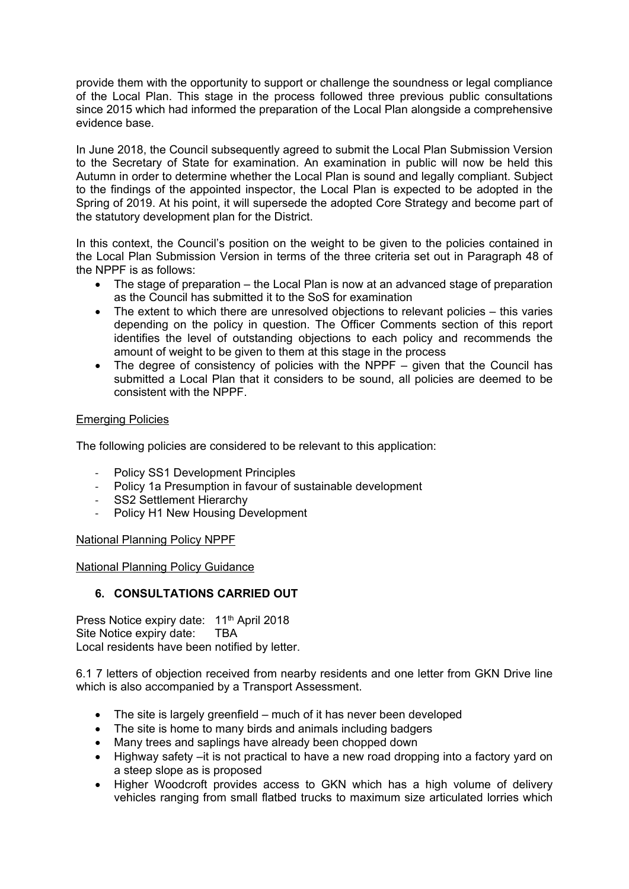provide them with the opportunity to support or challenge the soundness or legal compliance of the Local Plan. This stage in the process followed three previous public consultations since 2015 which had informed the preparation of the Local Plan alongside a comprehensive evidence base.

In June 2018, the Council subsequently agreed to submit the Local Plan Submission Version to the Secretary of State for examination. An examination in public will now be held this Autumn in order to determine whether the Local Plan is sound and legally compliant. Subject to the findings of the appointed inspector, the Local Plan is expected to be adopted in the Spring of 2019. At his point, it will supersede the adopted Core Strategy and become part of the statutory development plan for the District.

In this context, the Council's position on the weight to be given to the policies contained in the Local Plan Submission Version in terms of the three criteria set out in Paragraph 48 of the NPPF is as follows:

- The stage of preparation – the Local Plan is now at an advanced stage of preparation as the Council has submitted it to the SoS for examination
- The extent to which there are unresolved objections to relevant policies – this varies depending on the policy in question. The Officer Comments section of this report identifies the level of outstanding objections to each policy and recommends the amount of weight to be given to them at this stage in the process
- The degree of consistency of policies with the NPPF – given that the Council has submitted a Local Plan that it considers to be sound, all policies are deemed to be consistent with the NPPF.

<u>Emerging Policies</u>

The following policies are considered to be relevant to this application:

- Policy SS1 Development Principles
- Policy 1a Presumption in favour of sustainable development
- SS2 Settlement Hierarchy
- Policy H1 New Housing Development

<u>National Planning Policy NPPF</u>

<u>National Planning Policy Guidance</u>

## 6. CONSULTATIONS CARRIED OUT

Press Notice expiry date: 11th April 2018
Site Notice expiry date: TBA
Local residents have been notified by letter.

6.1 7 letters of objection received from nearby residents and one letter from GKN Drive line which is also accompanied by a Transport Assessment.

- The site is largely greenfield – much of it has never been developed
- The site is home to many birds and animals including badgers
- Many trees and saplings have already been chopped down
- Highway safety –it is not practical to have a new road dropping into a factory yard on a steep slope as is proposed
- Higher Woodcroft provides access to GKN which has a high volume of delivery vehicles ranging from small flatbed trucks to maximum size articulated lorries which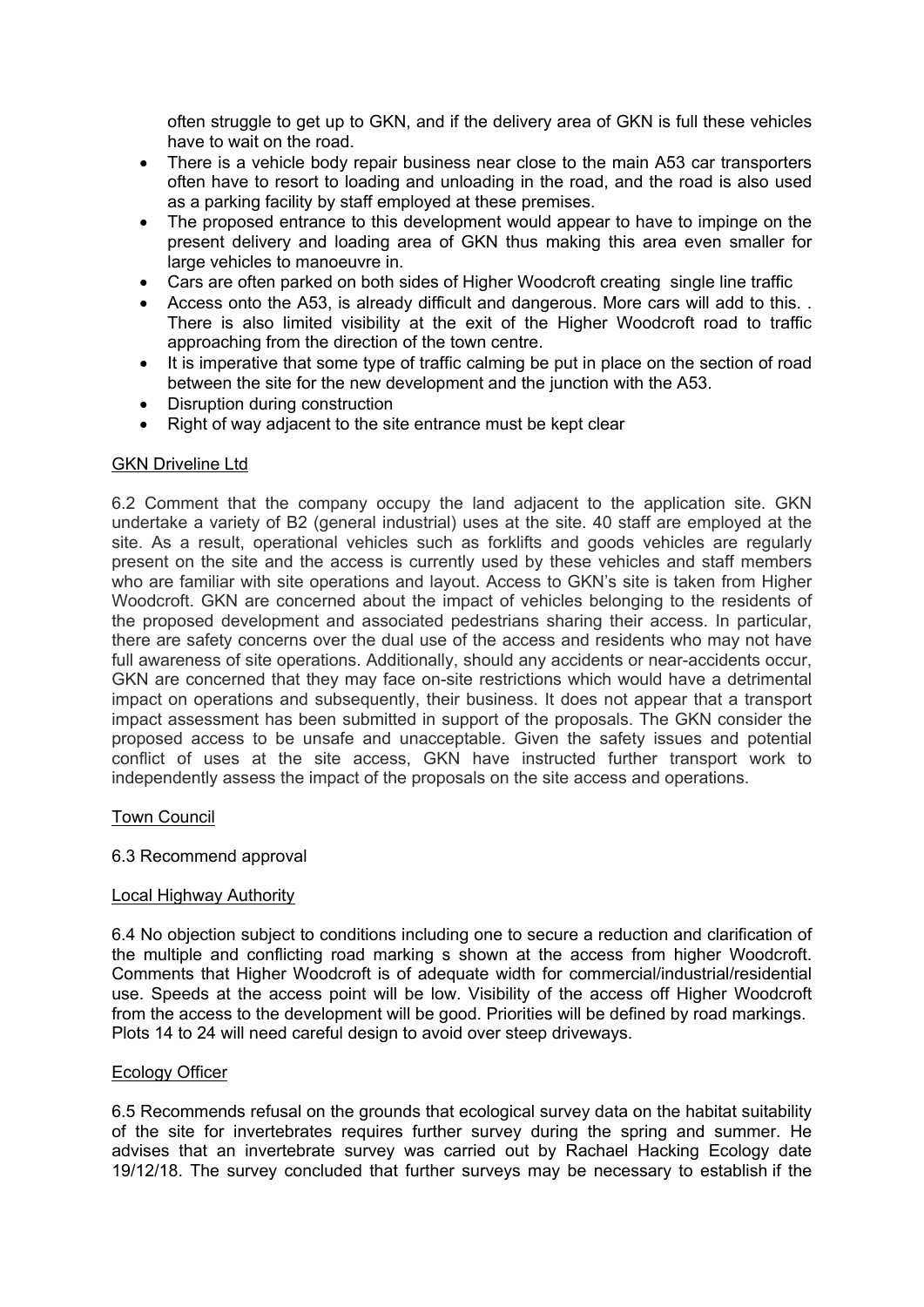often struggle to get up to GKN, and if the delivery area of GKN is full these vehicles have to wait on the road.

- There is a vehicle body repair business near close to the main A53 car transporters often have to resort to loading and unloading in the road, and the road is also used as a parking facility by staff employed at these premises.
- The proposed entrance to this development would appear to have to impinge on the present delivery and loading area of GKN thus making this area even smaller for large vehicles to manoeuvre in.
- Cars are often parked on both sides of Higher Woodcroft creating single line traffic
- Access onto the A53, is already difficult and dangerous. More cars will add to this. . There is also limited visibility at the exit of the Higher Woodcroft road to traffic approaching from the direction of the town centre.
- It is imperative that some type of traffic calming be put in place on the section of road between the site for the new development and the junction with the A53.
- Disruption during construction
- Right of way adjacent to the site entrance must be kept clear

GKN Driveline Ltd

6.2 Comment that the company occupy the land adjacent to the application site. GKN undertake a variety of B2 (general industrial) uses at the site. 40 staff are employed at the site. As a result, operational vehicles such as forklifts and goods vehicles are regularly present on the site and the access is currently used by these vehicles and staff members who are familiar with site operations and layout. Access to GKN's site is taken from Higher Woodcroft. GKN are concerned about the impact of vehicles belonging to the residents of the proposed development and associated pedestrians sharing their access. In particular, there are safety concerns over the dual use of the access and residents who may not have full awareness of site operations. Additionally, should any accidents or near-accidents occur, GKN are concerned that they may face on-site restrictions which would have a detrimental impact on operations and subsequently, their business. It does not appear that a transport impact assessment has been submitted in support of the proposals. The GKN consider the proposed access to be unsafe and unacceptable. Given the safety issues and potential conflict of uses at the site access, GKN have instructed further transport work to independently assess the impact of the proposals on the site access and operations.

Town Council

6.3 Recommend approval

Local Highway Authority

6.4 No objection subject to conditions including one to secure a reduction and clarification of the multiple and conflicting road marking s shown at the access from higher Woodcroft. Comments that Higher Woodcroft is of adequate width for commercial/industrial/residential use. Speeds at the access point will be low. Visibility of the access off Higher Woodcroft from the access to the development will be good. Priorities will be defined by road markings. Plots 14 to 24 will need careful design to avoid over steep driveways.

Ecology Officer

6.5 Recommends refusal on the grounds that ecological survey data on the habitat suitability of the site for invertebrates requires further survey during the spring and summer. He advises that an invertebrate survey was carried out by Rachael Hacking Ecology date 19/12/18. The survey concluded that further surveys may be necessary to establish if the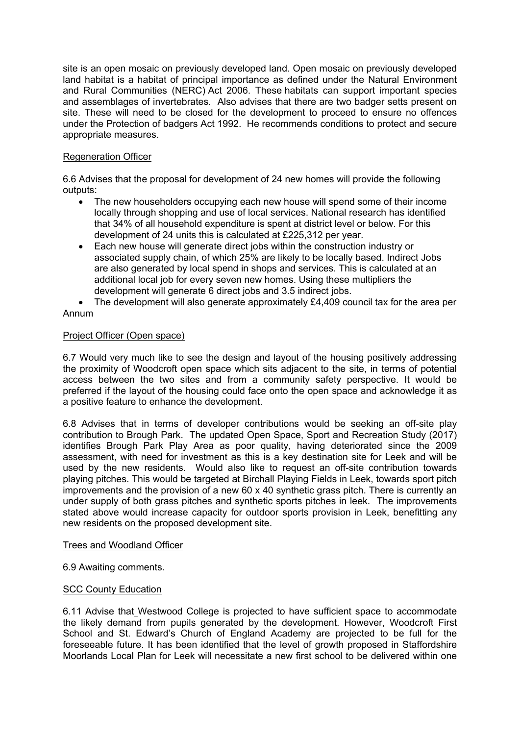site is an open mosaic on previously developed land. Open mosaic on previously developed land habitat is a habitat of principal importance as defined under the Natural Environment and Rural Communities (NERC) Act 2006. These habitats can support important species and assemblages of invertebrates. Also advises that there are two badger setts present on site. These will need to be closed for the development to proceed to ensure no offences under the Protection of badgers Act 1992. He recommends conditions to protect and secure appropriate measures.

Regeneration Officer

6.6 Advises that the proposal for development of 24 new homes will provide the following outputs:

- The new householders occupying each new house will spend some of their income locally through shopping and use of local services. National research has identified that 34% of all household expenditure is spent at district level or below. For this development of 24 units this is calculated at £225,312 per year.
- Each new house will generate direct jobs within the construction industry or associated supply chain, of which 25% are likely to be locally based. Indirect Jobs are also generated by local spend in shops and services. This is calculated at an additional local job for every seven new homes. Using these multipliers the development will generate 6 direct jobs and 3.5 indirect jobs.
- The development will also generate approximately £4,409 council tax for the area per Annum

Project Officer (Open space)

6.7 Would very much like to see the design and layout of the housing positively addressing the proximity of Woodcroft open space which sits adjacent to the site, in terms of potential access between the two sites and from a community safety perspective. It would be preferred if the layout of the housing could face onto the open space and acknowledge it as a positive feature to enhance the development.

6.8 Advises that in terms of developer contributions would be seeking an off-site play contribution to Brough Park. The updated Open Space, Sport and Recreation Study (2017) identifies Brough Park Play Area as poor quality, having deteriorated since the 2009 assessment, with need for investment as this is a key destination site for Leek and will be used by the new residents. Would also like to request an off-site contribution towards playing pitches. This would be targeted at Birchall Playing Fields in Leek, towards sport pitch improvements and the provision of a new 60 x 40 synthetic grass pitch. There is currently an under supply of both grass pitches and synthetic sports pitches in leek. The improvements stated above would increase capacity for outdoor sports provision in Leek, benefitting any new residents on the proposed development site.

Trees and Woodland Officer

6.9 Awaiting comments.

SCC County Education

6.11 Advise that Westwood College is projected to have sufficient space to accommodate the likely demand from pupils generated by the development. However, Woodcroft First School and St. Edward's Church of England Academy are projected to be full for the foreseeable future. It has been identified that the level of growth proposed in Staffordshire Moorlands Local Plan for Leek will necessitate a new first school to be delivered within one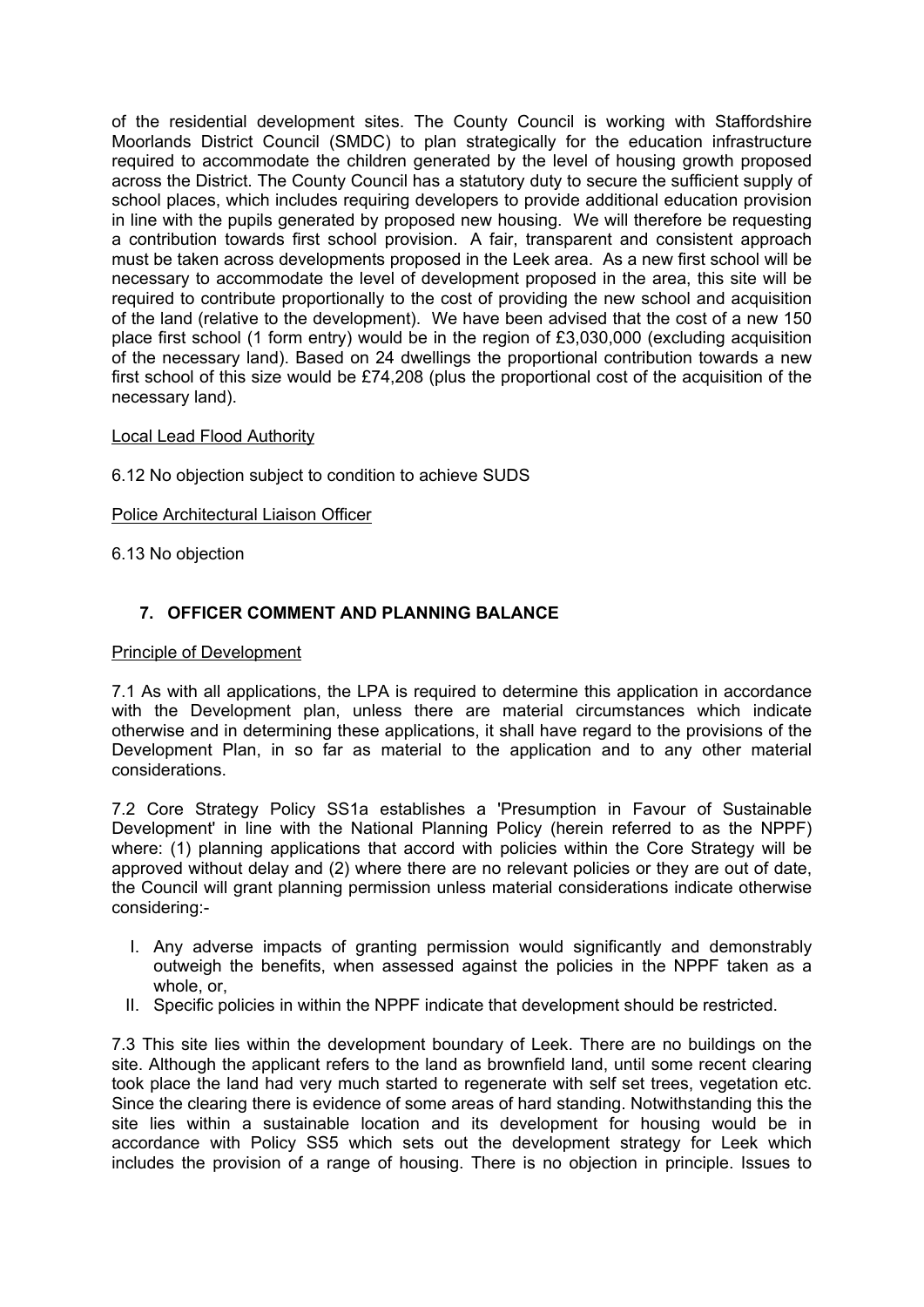of the residential development sites. The County Council is working with Staffordshire Moorlands District Council (SMDC) to plan strategically for the education infrastructure required to accommodate the children generated by the level of housing growth proposed across the District. The County Council has a statutory duty to secure the sufficient supply of school places, which includes requiring developers to provide additional education provision in line with the pupils generated by proposed new housing. We will therefore be requesting a contribution towards first school provision. A fair, transparent and consistent approach must be taken across developments proposed in the Leek area. As a new first school will be necessary to accommodate the level of development proposed in the area, this site will be required to contribute proportionally to the cost of providing the new school and acquisition of the land (relative to the development). We have been advised that the cost of a new 150 place first school (1 form entry) would be in the region of £3,030,000 (excluding acquisition of the necessary land). Based on 24 dwellings the proportional contribution towards a new first school of this size would be £74,208 (plus the proportional cost of the acquisition of the necessary land).

Local Lead Flood Authority

6.12 No objection subject to condition to achieve SUDS

Police Architectural Liaison Officer

6.13 No objection

## 7. OFFICER COMMENT AND PLANNING BALANCE

Principle of Development

7.1 As with all applications, the LPA is required to determine this application in accordance with the Development plan, unless there are material circumstances which indicate otherwise and in determining these applications, it shall have regard to the provisions of the Development Plan, in so far as material to the application and to any other material considerations.

7.2 Core Strategy Policy SS1a establishes a 'Presumption in Favour of Sustainable Development' in line with the National Planning Policy (herein referred to as the NPPF) where: (1) planning applications that accord with policies within the Core Strategy will be approved without delay and (2) where there are no relevant policies or they are out of date, the Council will grant planning permission unless material considerations indicate otherwise considering:-

I. Any adverse impacts of granting permission would significantly and demonstrably outweigh the benefits, when assessed against the policies in the NPPF taken as a whole, or,
II. Specific policies in within the NPPF indicate that development should be restricted.

7.3 This site lies within the development boundary of Leek. There are no buildings on the site. Although the applicant refers to the land as brownfield land, until some recent clearing took place the land had very much started to regenerate with self set trees, vegetation etc. Since the clearing there is evidence of some areas of hard standing. Notwithstanding this the site lies within a sustainable location and its development for housing would be in accordance with Policy SS5 which sets out the development strategy for Leek which includes the provision of a range of housing. There is no objection in principle. Issues to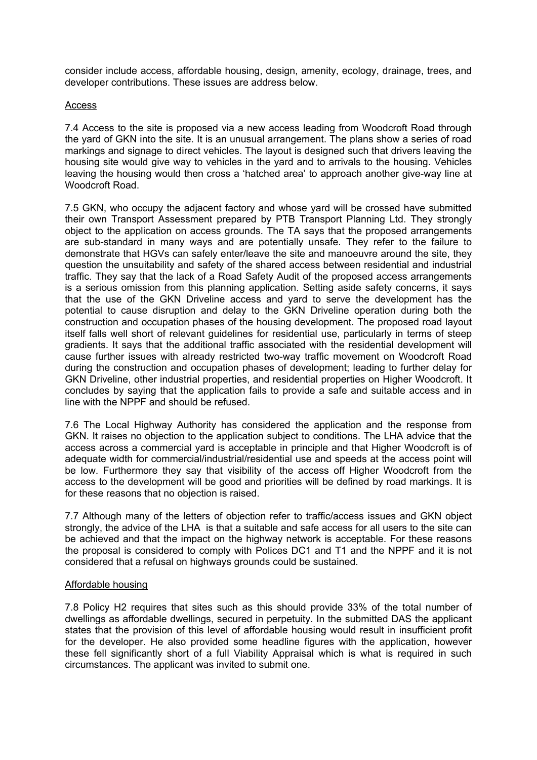consider include access, affordable housing, design, amenity, ecology, drainage, trees, and developer contributions. These issues are address below.

<u>Access</u>

7.4 Access to the site is proposed via a new access leading from Woodcroft Road through the yard of GKN into the site. It is an unusual arrangement. The plans show a series of road markings and signage to direct vehicles. The layout is designed such that drivers leaving the housing site would give way to vehicles in the yard and to arrivals to the housing. Vehicles leaving the housing would then cross a 'hatched area' to approach another give-way line at Woodcroft Road.

7.5 GKN, who occupy the adjacent factory and whose yard will be crossed have submitted their own Transport Assessment prepared by PTB Transport Planning Ltd. They strongly object to the application on access grounds. The TA says that the proposed arrangements are sub-standard in many ways and are potentially unsafe. They refer to the failure to demonstrate that HGVs can safely enter/leave the site and manoeuvre around the site, they question the unsuitability and safety of the shared access between residential and industrial traffic. They say that the lack of a Road Safety Audit of the proposed access arrangements is a serious omission from this planning application. Setting aside safety concerns, it says that the use of the GKN Driveline access and yard to serve the development has the potential to cause disruption and delay to the GKN Driveline operation during both the construction and occupation phases of the housing development. The proposed road layout itself falls well short of relevant guidelines for residential use, particularly in terms of steep gradients. It says that the additional traffic associated with the residential development will cause further issues with already restricted two-way traffic movement on Woodcroft Road during the construction and occupation phases of development; leading to further delay for GKN Driveline, other industrial properties, and residential properties on Higher Woodcroft. It concludes by saying that the application fails to provide a safe and suitable access and in line with the NPPF and should be refused.

7.6 The Local Highway Authority has considered the application and the response from GKN. It raises no objection to the application subject to conditions. The LHA advice that the access across a commercial yard is acceptable in principle and that Higher Woodcroft is of adequate width for commercial/industrial/residential use and speeds at the access point will be low. Furthermore they say that visibility of the access off Higher Woodcroft from the access to the development will be good and priorities will be defined by road markings. It is for these reasons that no objection is raised.

7.7 Although many of the letters of objection refer to traffic/access issues and GKN object strongly, the advice of the LHA is that a suitable and safe access for all users to the site can be achieved and that the impact on the highway network is acceptable. For these reasons the proposal is considered to comply with Polices DC1 and T1 and the NPPF and it is not considered that a refusal on highways grounds could be sustained.

<u>Affordable housing</u>

7.8 Policy H2 requires that sites such as this should provide 33% of the total number of dwellings as affordable dwellings, secured in perpetuity. In the submitted DAS the applicant states that the provision of this level of affordable housing would result in insufficient profit for the developer. He also provided some headline figures with the application, however these fell significantly short of a full Viability Appraisal which is what is required in such circumstances. The applicant was invited to submit one.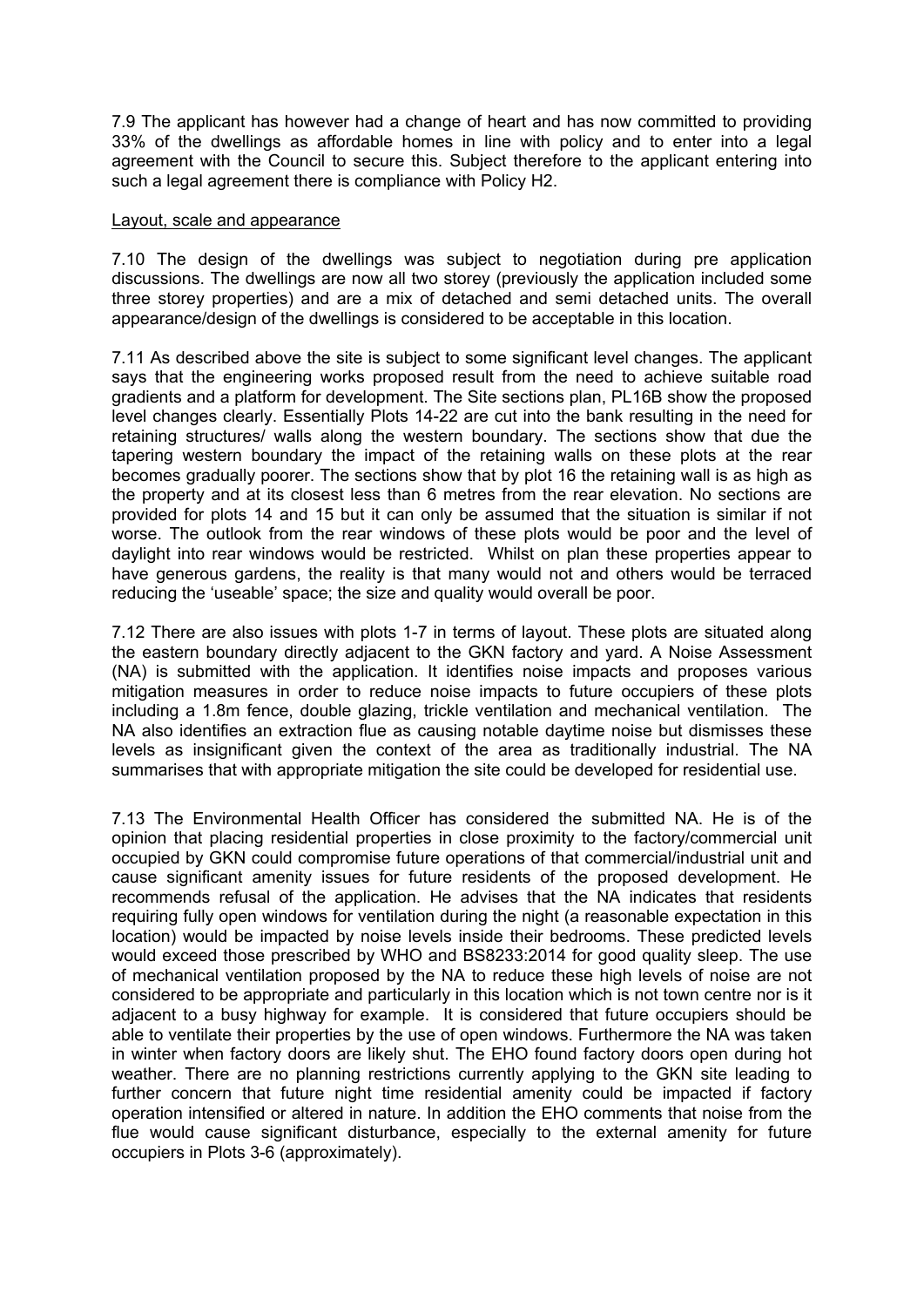7.9 The applicant has however had a change of heart and has now committed to providing 33% of the dwellings as affordable homes in line with policy and to enter into a legal agreement with the Council to secure this. Subject therefore to the applicant entering into such a legal agreement there is compliance with Policy H2.

Layout, scale and appearance

7.10 The design of the dwellings was subject to negotiation during pre application discussions. The dwellings are now all two storey (previously the application included some three storey properties) and are a mix of detached and semi detached units. The overall appearance/design of the dwellings is considered to be acceptable in this location.

7.11 As described above the site is subject to some significant level changes. The applicant says that the engineering works proposed result from the need to achieve suitable road gradients and a platform for development. The Site sections plan, PL16B show the proposed level changes clearly. Essentially Plots 14-22 are cut into the bank resulting in the need for retaining structures/ walls along the western boundary. The sections show that due the tapering western boundary the impact of the retaining walls on these plots at the rear becomes gradually poorer. The sections show that by plot 16 the retaining wall is as high as the property and at its closest less than 6 metres from the rear elevation. No sections are provided for plots 14 and 15 but it can only be assumed that the situation is similar if not worse. The outlook from the rear windows of these plots would be poor and the level of daylight into rear windows would be restricted. Whilst on plan these properties appear to have generous gardens, the reality is that many would not and others would be terraced reducing the 'useable' space; the size and quality would overall be poor.

7.12 There are also issues with plots 1-7 in terms of layout. These plots are situated along the eastern boundary directly adjacent to the GKN factory and yard. A Noise Assessment (NA) is submitted with the application. It identifies noise impacts and proposes various mitigation measures in order to reduce noise impacts to future occupiers of these plots including a 1.8m fence, double glazing, trickle ventilation and mechanical ventilation. The NA also identifies an extraction flue as causing notable daytime noise but dismisses these levels as insignificant given the context of the area as traditionally industrial. The NA summarises that with appropriate mitigation the site could be developed for residential use.

7.13 The Environmental Health Officer has considered the submitted NA. He is of the opinion that placing residential properties in close proximity to the factory/commercial unit occupied by GKN could compromise future operations of that commercial/industrial unit and cause significant amenity issues for future residents of the proposed development. He recommends refusal of the application. He advises that the NA indicates that residents requiring fully open windows for ventilation during the night (a reasonable expectation in this location) would be impacted by noise levels inside their bedrooms. These predicted levels would exceed those prescribed by WHO and BS8233:2014 for good quality sleep. The use of mechanical ventilation proposed by the NA to reduce these high levels of noise are not considered to be appropriate and particularly in this location which is not town centre nor is it adjacent to a busy highway for example. It is considered that future occupiers should be able to ventilate their properties by the use of open windows. Furthermore the NA was taken in winter when factory doors are likely shut. The EHO found factory doors open during hot weather. There are no planning restrictions currently applying to the GKN site leading to further concern that future night time residential amenity could be impacted if factory operation intensified or altered in nature. In addition the EHO comments that noise from the flue would cause significant disturbance, especially to the external amenity for future occupiers in Plots 3-6 (approximately).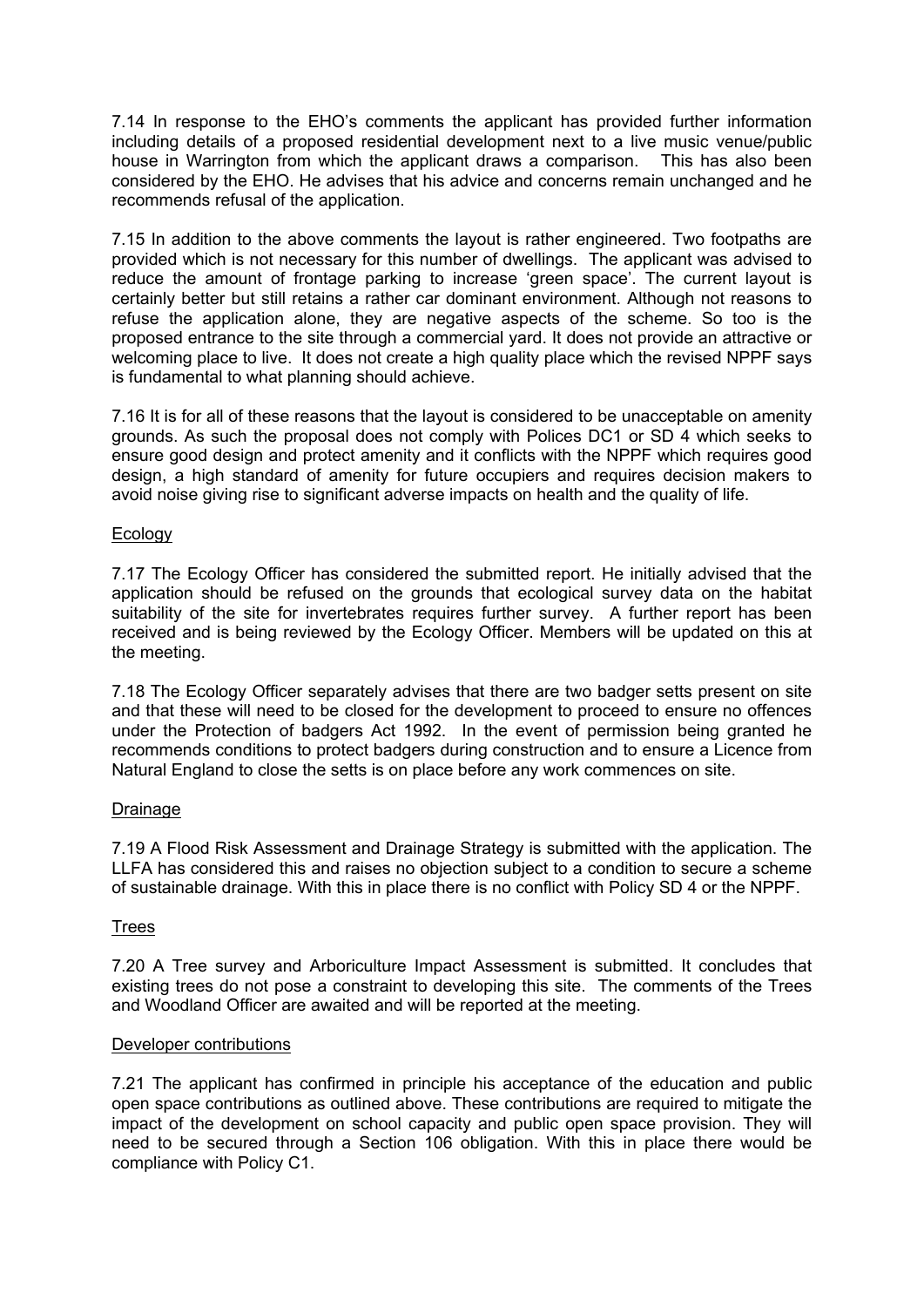7.14 In response to the EHO's comments the applicant has provided further information including details of a proposed residential development next to a live music venue/public house in Warrington from which the applicant draws a comparison. This has also been considered by the EHO. He advises that his advice and concerns remain unchanged and he recommends refusal of the application.

7.15 In addition to the above comments the layout is rather engineered. Two footpaths are provided which is not necessary for this number of dwellings. The applicant was advised to reduce the amount of frontage parking to increase 'green space'. The current layout is certainly better but still retains a rather car dominant environment. Although not reasons to refuse the application alone, they are negative aspects of the scheme. So too is the proposed entrance to the site through a commercial yard. It does not provide an attractive or welcoming place to live. It does not create a high quality place which the revised NPPF says is fundamental to what planning should achieve.

7.16 It is for all of these reasons that the layout is considered to be unacceptable on amenity grounds. As such the proposal does not comply with Polices DC1 or SD 4 which seeks to ensure good design and protect amenity and it conflicts with the NPPF which requires good design, a high standard of amenity for future occupiers and requires decision makers to avoid noise giving rise to significant adverse impacts on health and the quality of life.

## Ecology

7.17 The Ecology Officer has considered the submitted report. He initially advised that the application should be refused on the grounds that ecological survey data on the habitat suitability of the site for invertebrates requires further survey. A further report has been received and is being reviewed by the Ecology Officer. Members will be updated on this at the meeting.

7.18 The Ecology Officer separately advises that there are two badger setts present on site and that these will need to be closed for the development to proceed to ensure no offences under the Protection of badgers Act 1992. In the event of permission being granted he recommends conditions to protect badgers during construction and to ensure a Licence from Natural England to close the setts is on place before any work commences on site.

## Drainage

7.19 A Flood Risk Assessment and Drainage Strategy is submitted with the application. The LLFA has considered this and raises no objection subject to a condition to secure a scheme of sustainable drainage. With this in place there is no conflict with Policy SD 4 or the NPPF.

## Trees

7.20 A Tree survey and Arboriculture Impact Assessment is submitted. It concludes that existing trees do not pose a constraint to developing this site. The comments of the Trees and Woodland Officer are awaited and will be reported at the meeting.

## Developer contributions

7.21 The applicant has confirmed in principle his acceptance of the education and public open space contributions as outlined above. These contributions are required to mitigate the impact of the development on school capacity and public open space provision. They will need to be secured through a Section 106 obligation. With this in place there would be compliance with Policy C1.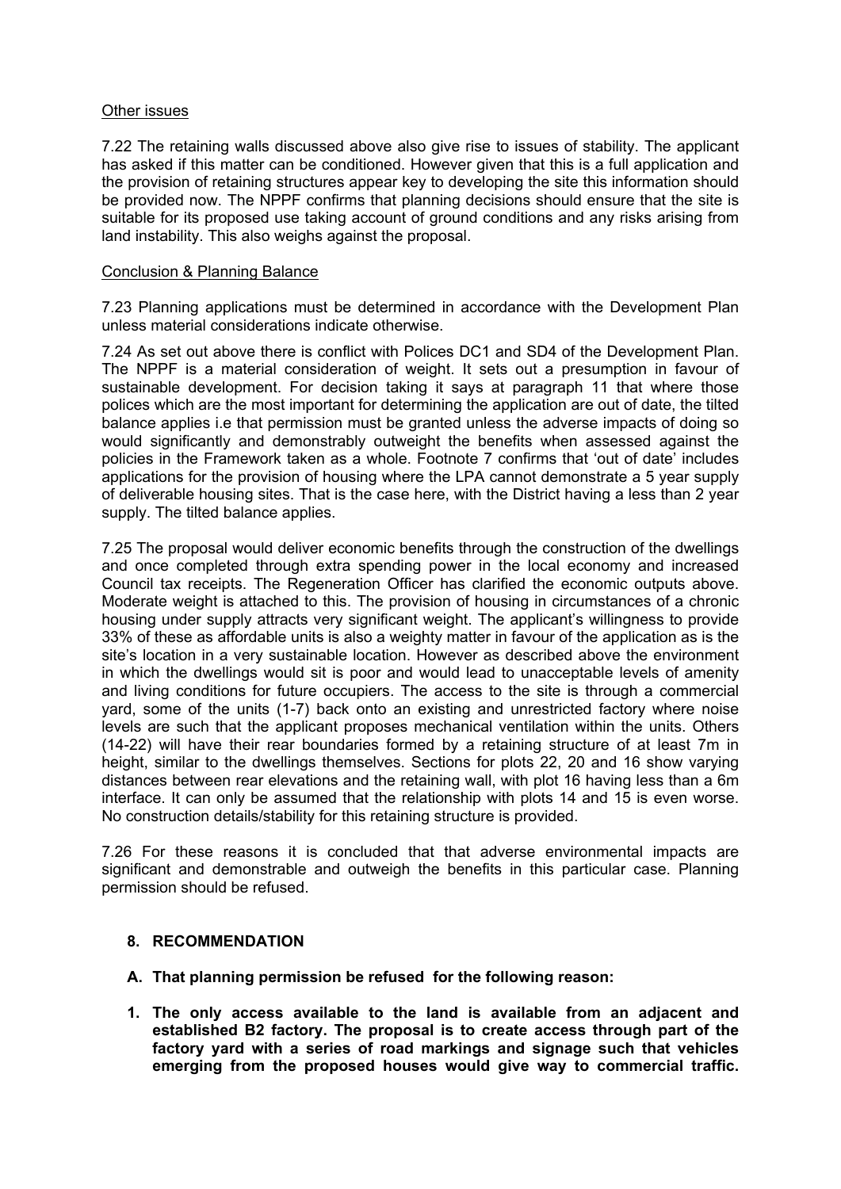<u>Other issues</u>

7.22 The retaining walls discussed above also give rise to issues of stability. The applicant has asked if this matter can be conditioned. However given that this is a full application and the provision of retaining structures appear key to developing the site this information should be provided now. The NPPF confirms that planning decisions should ensure that the site is suitable for its proposed use taking account of ground conditions and any risks arising from land instability. This also weighs against the proposal.

<u>Conclusion & Planning Balance</u>

7.23 Planning applications must be determined in accordance with the Development Plan unless material considerations indicate otherwise.

7.24 As set out above there is conflict with Polices DC1 and SD4 of the Development Plan. The NPPF is a material consideration of weight. It sets out a presumption in favour of sustainable development. For decision taking it says at paragraph 11 that where those polices which are the most important for determining the application are out of date, the tilted balance applies i.e that permission must be granted unless the adverse impacts of doing so would significantly and demonstrably outweight the benefits when assessed against the policies in the Framework taken as a whole. Footnote 7 confirms that 'out of date' includes applications for the provision of housing where the LPA cannot demonstrate a 5 year supply of deliverable housing sites. That is the case here, with the District having a less than 2 year supply. The tilted balance applies.

7.25 The proposal would deliver economic benefits through the construction of the dwellings and once completed through extra spending power in the local economy and increased Council tax receipts. The Regeneration Officer has clarified the economic outputs above. Moderate weight is attached to this. The provision of housing in circumstances of a chronic housing under supply attracts very significant weight. The applicant's willingness to provide 33% of these as affordable units is also a weighty matter in favour of the application as is the site's location in a very sustainable location. However as described above the environment in which the dwellings would sit is poor and would lead to unacceptable levels of amenity and living conditions for future occupiers. The access to the site is through a commercial yard, some of the units (1-7) back onto an existing and unrestricted factory where noise levels are such that the applicant proposes mechanical ventilation within the units. Others (14-22) will have their rear boundaries formed by a retaining structure of at least 7m in height, similar to the dwellings themselves. Sections for plots 22, 20 and 16 show varying distances between rear elevations and the retaining wall, with plot 16 having less than a 6m interface. It can only be assumed that the relationship with plots 14 and 15 is even worse. No construction details/stability for this retaining structure is provided.

7.26 For these reasons it is concluded that that adverse environmental impacts are significant and demonstrable and outweigh the benefits in this particular case. Planning permission should be refused.

## 8. RECOMMENDATION

**A. That planning permission be refused for the following reason:**

**1. The only access available to the land is available from an adjacent and established B2 factory. The proposal is to create access through part of the factory yard with a series of road markings and signage such that vehicles emerging from the proposed houses would give way to commercial traffic.**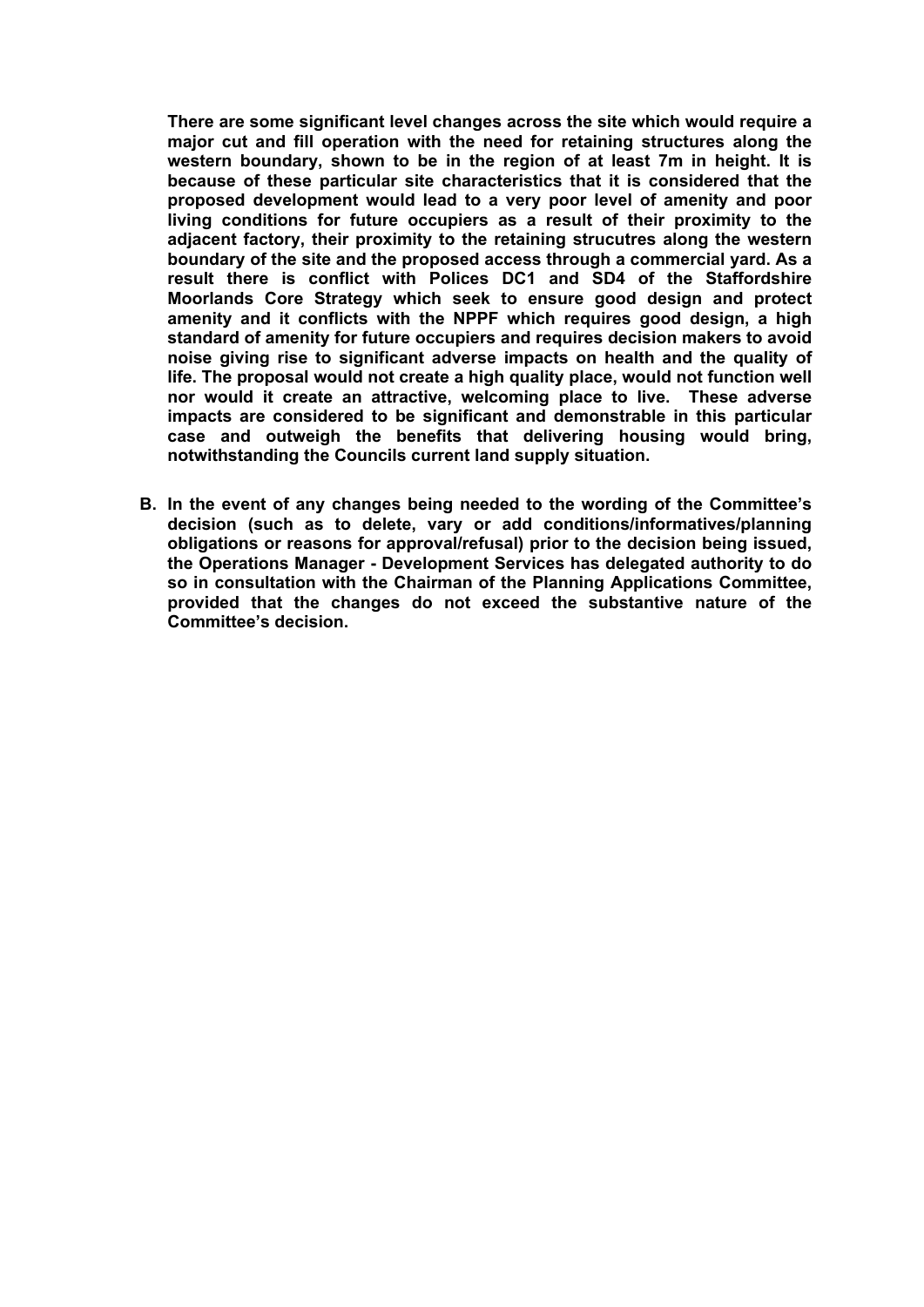**There are some significant level changes across the site which would require a major cut and fill operation with the need for retaining structures along the western boundary, shown to be in the region of at least 7m in height. It is because of these particular site characteristics that it is considered that the proposed development would lead to a very poor level of amenity and poor living conditions for future occupiers as a result of their proximity to the adjacent factory, their proximity to the retaining strucutres along the western boundary of the site and the proposed access through a commercial yard. As a result there is conflict with Polices DC1 and SD4 of the Staffordshire Moorlands Core Strategy which seek to ensure good design and protect amenity and it conflicts with the NPPF which requires good design, a high standard of amenity for future occupiers and requires decision makers to avoid noise giving rise to significant adverse impacts on health and the quality of life. The proposal would not create a high quality place, would not function well nor would it create an attractive, welcoming place to live. These adverse impacts are considered to be significant and demonstrable in this particular case and outweigh the benefits that delivering housing would bring, notwithstanding the Councils current land supply situation.**

**B. In the event of any changes being needed to the wording of the Committee's decision (such as to delete, vary or add conditions/informatives/planning obligations or reasons for approval/refusal) prior to the decision being issued, the Operations Manager - Development Services has delegated authority to do so in consultation with the Chairman of the Planning Applications Committee, provided that the changes do not exceed the substantive nature of the Committee's decision.**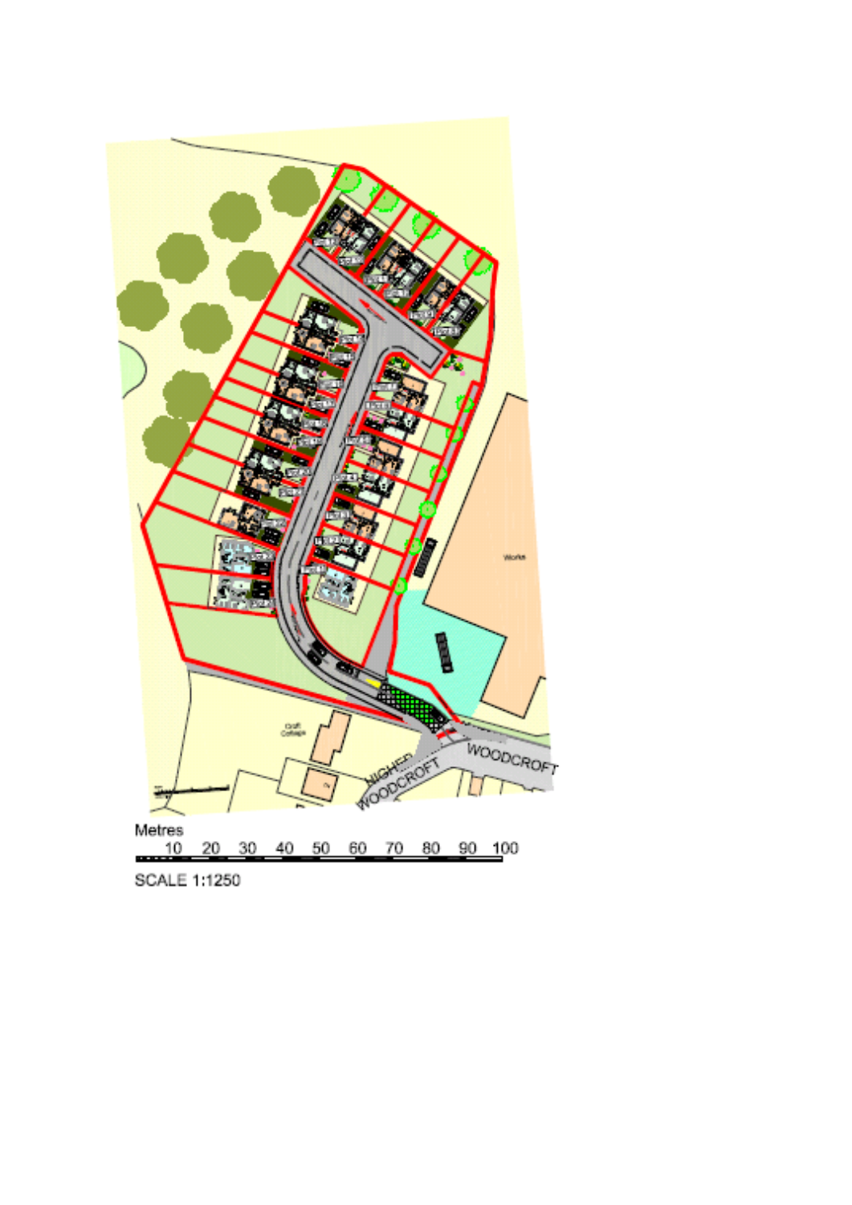Metres

10 20 30 40 50 60 70 80 90 100

SCALE 1:1250